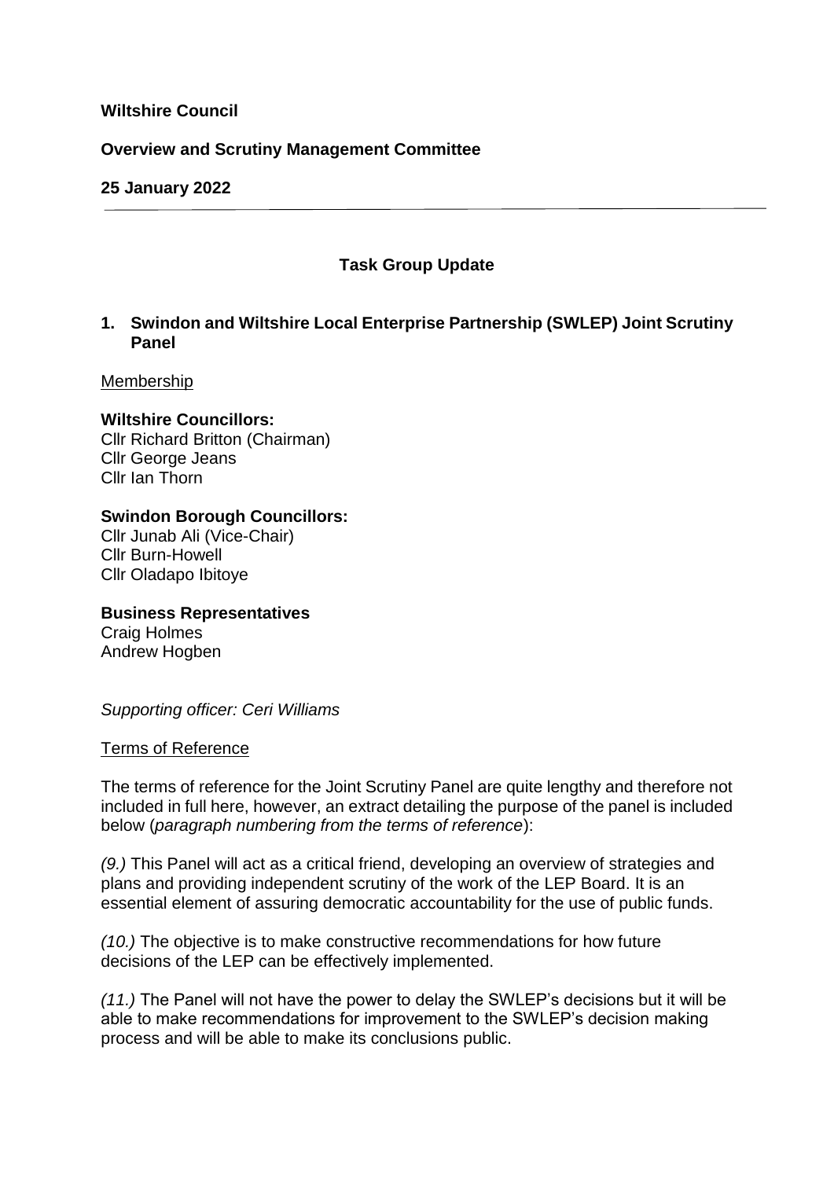**Wiltshire Council**

**Overview and Scrutiny Management Committee**

**25 January 2022**

---

## Task Group Update

### 1. Swindon and Wiltshire Local Enterprise Partnership (SWLEP) Joint Scrutiny Panel

Membership

**Wiltshire Councillors:**
Cllr Richard Britton (Chairman)
Cllr George Jeans
Cllr Ian Thorn

**Swindon Borough Councillors:**
Cllr Junab Ali (Vice-Chair)
Cllr Burn-Howell
Cllr Oladapo Ibitoye

**Business Representatives**
Craig Holmes
Andrew Hogben

*Supporting officer: Ceri Williams*

Terms of Reference

The terms of reference for the Joint Scrutiny Panel are quite lengthy and therefore not included in full here, however, an extract detailing the purpose of the panel is included below (*paragraph numbering from the terms of reference*):

*(9.)* This Panel will act as a critical friend, developing an overview of strategies and plans and providing independent scrutiny of the work of the LEP Board. It is an essential element of assuring democratic accountability for the use of public funds.

*(10.)* The objective is to make constructive recommendations for how future decisions of the LEP can be effectively implemented.

*(11.)* The Panel will not have the power to delay the SWLEP's decisions but it will be able to make recommendations for improvement to the SWLEP's decision making process and will be able to make its conclusions public.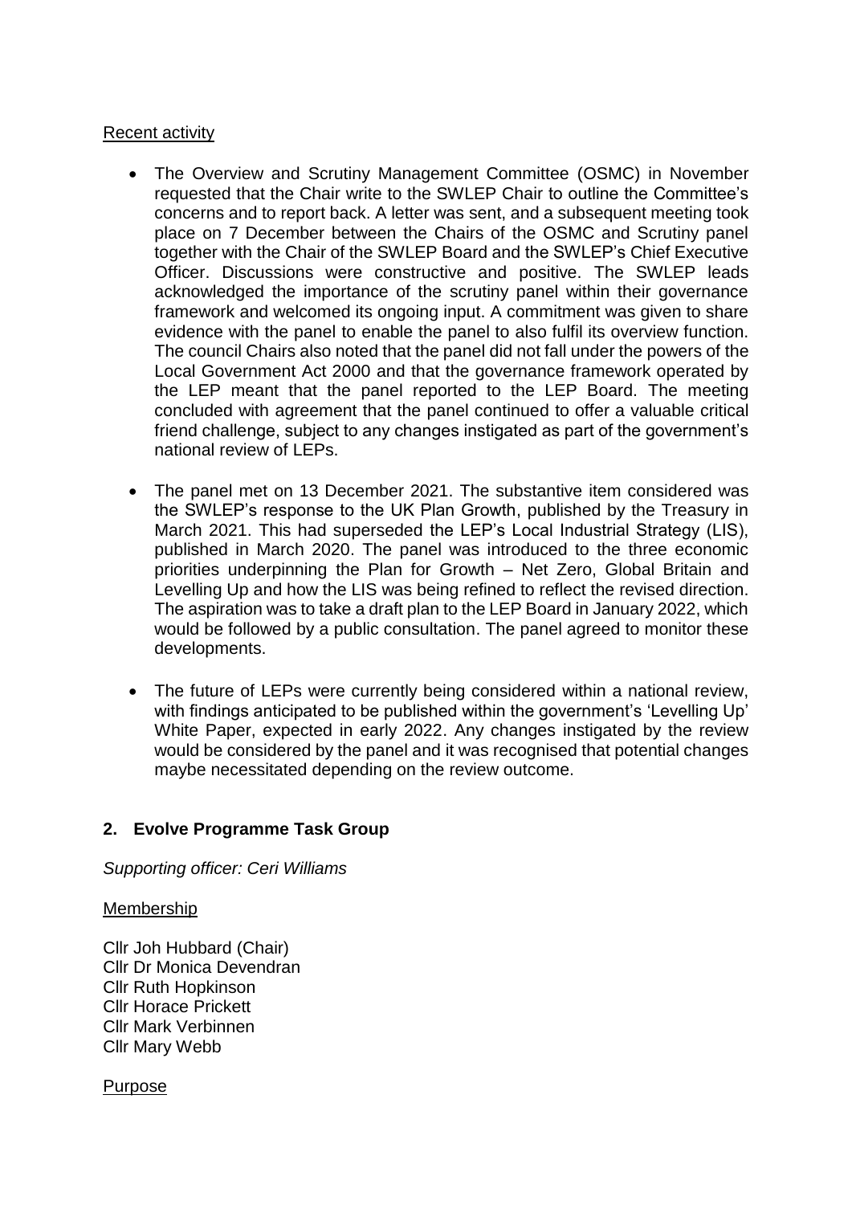Recent activity

- The Overview and Scrutiny Management Committee (OSMC) in November requested that the Chair write to the SWLEP Chair to outline the Committee's concerns and to report back. A letter was sent, and a subsequent meeting took place on 7 December between the Chairs of the OSMC and Scrutiny panel together with the Chair of the SWLEP Board and the SWLEP's Chief Executive Officer. Discussions were constructive and positive. The SWLEP leads acknowledged the importance of the scrutiny panel within their governance framework and welcomed its ongoing input. A commitment was given to share evidence with the panel to enable the panel to also fulfil its overview function. The council Chairs also noted that the panel did not fall under the powers of the Local Government Act 2000 and that the governance framework operated by the LEP meant that the panel reported to the LEP Board. The meeting concluded with agreement that the panel continued to offer a valuable critical friend challenge, subject to any changes instigated as part of the government's national review of LEPs.

- The panel met on 13 December 2021. The substantive item considered was the SWLEP's response to the UK Plan Growth, published by the Treasury in March 2021. This had superseded the LEP's Local Industrial Strategy (LIS), published in March 2020. The panel was introduced to the three economic priorities underpinning the Plan for Growth – Net Zero, Global Britain and Levelling Up and how the LIS was being refined to reflect the revised direction. The aspiration was to take a draft plan to the LEP Board in January 2022, which would be followed by a public consultation. The panel agreed to monitor these developments.

- The future of LEPs were currently being considered within a national review, with findings anticipated to be published within the government's 'Levelling Up' White Paper, expected in early 2022. Any changes instigated by the review would be considered by the panel and it was recognised that potential changes maybe necessitated depending on the review outcome.

## 2. Evolve Programme Task Group

*Supporting officer: Ceri Williams*

Membership

Cllr Joh Hubbard (Chair)
Cllr Dr Monica Devendran
Cllr Ruth Hopkinson
Cllr Horace Prickett
Cllr Mark Verbinnen
Cllr Mary Webb

Purpose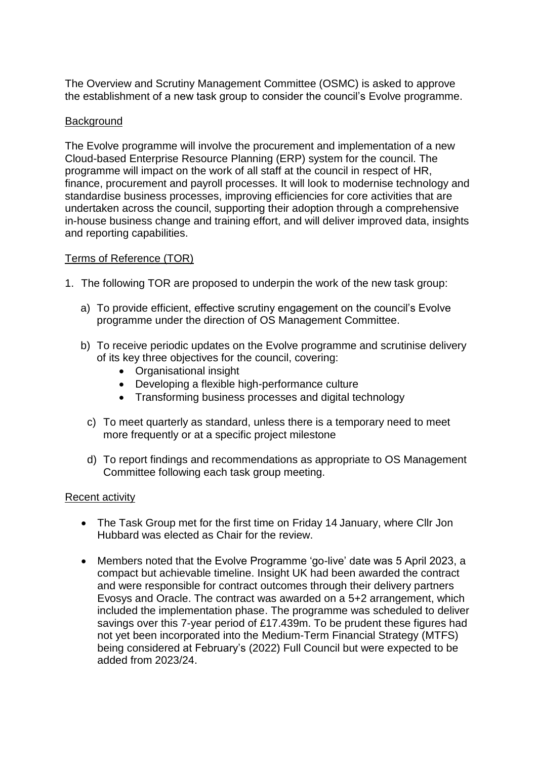The Overview and Scrutiny Management Committee (OSMC) is asked to approve the establishment of a new task group to consider the council's Evolve programme.

## Background

The Evolve programme will involve the procurement and implementation of a new Cloud-based Enterprise Resource Planning (ERP) system for the council. The programme will impact on the work of all staff at the council in respect of HR, finance, procurement and payroll processes. It will look to modernise technology and standardise business processes, improving efficiencies for core activities that are undertaken across the council, supporting their adoption through a comprehensive in-house business change and training effort, and will deliver improved data, insights and reporting capabilities.

## Terms of Reference (TOR)

1. The following TOR are proposed to underpin the work of the new task group:

   a) To provide efficient, effective scrutiny engagement on the council's Evolve programme under the direction of OS Management Committee.

   b) To receive periodic updates on the Evolve programme and scrutinise delivery of its key three objectives for the council, covering:
      - Organisational insight
      - Developing a flexible high-performance culture
      - Transforming business processes and digital technology

   c) To meet quarterly as standard, unless there is a temporary need to meet more frequently or at a specific project milestone

   d) To report findings and recommendations as appropriate to OS Management Committee following each task group meeting.

## Recent activity

- The Task Group met for the first time on Friday 14 January, where Cllr Jon Hubbard was elected as Chair for the review.
- Members noted that the Evolve Programme 'go-live' date was 5 April 2023, a compact but achievable timeline. Insight UK had been awarded the contract and were responsible for contract outcomes through their delivery partners Evosys and Oracle. The contract was awarded on a 5+2 arrangement, which included the implementation phase. The programme was scheduled to deliver savings over this 7-year period of £17.439m. To be prudent these figures had not yet been incorporated into the Medium-Term Financial Strategy (MTFS) being considered at February's (2022) Full Council but were expected to be added from 2023/24.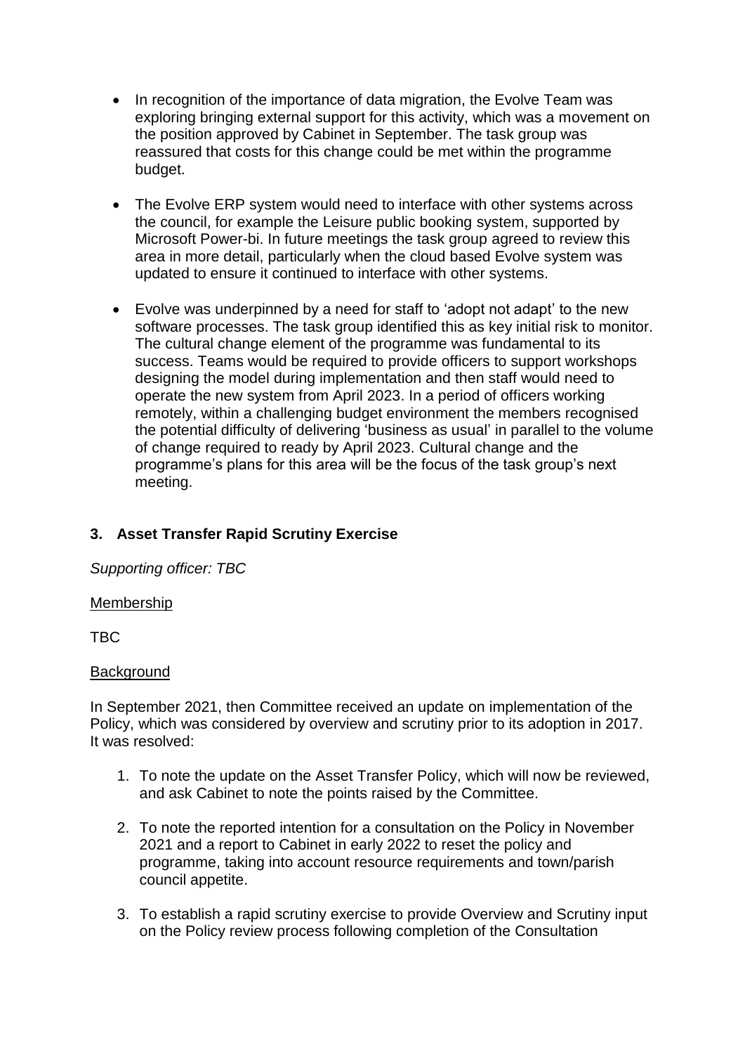- In recognition of the importance of data migration, the Evolve Team was exploring bringing external support for this activity, which was a movement on the position approved by Cabinet in September. The task group was reassured that costs for this change could be met within the programme budget.

- The Evolve ERP system would need to interface with other systems across the council, for example the Leisure public booking system, supported by Microsoft Power-bi. In future meetings the task group agreed to review this area in more detail, particularly when the cloud based Evolve system was updated to ensure it continued to interface with other systems.

- Evolve was underpinned by a need for staff to 'adopt not adapt' to the new software processes. The task group identified this as key initial risk to monitor. The cultural change element of the programme was fundamental to its success. Teams would be required to provide officers to support workshops designing the model during implementation and then staff would need to operate the new system from April 2023. In a period of officers working remotely, within a challenging budget environment the members recognised the potential difficulty of delivering 'business as usual' in parallel to the volume of change required to ready by April 2023. Cultural change and the programme's plans for this area will be the focus of the task group's next meeting.

### 3. Asset Transfer Rapid Scrutiny Exercise

*Supporting officer: TBC*

Membership

TBC

Background

In September 2021, then Committee received an update on implementation of the Policy, which was considered by overview and scrutiny prior to its adoption in 2017. It was resolved:

1. To note the update on the Asset Transfer Policy, which will now be reviewed, and ask Cabinet to note the points raised by the Committee.

2. To note the reported intention for a consultation on the Policy in November 2021 and a report to Cabinet in early 2022 to reset the policy and programme, taking into account resource requirements and town/parish council appetite.

3. To establish a rapid scrutiny exercise to provide Overview and Scrutiny input on the Policy review process following completion of the Consultation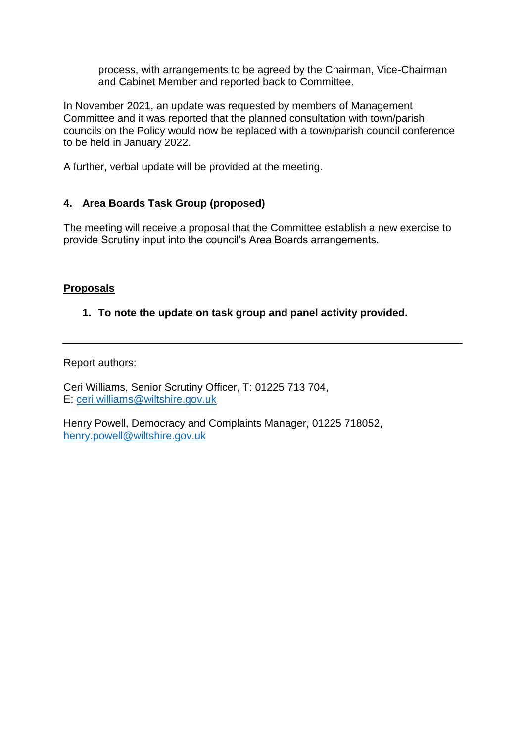process, with arrangements to be agreed by the Chairman, Vice-Chairman and Cabinet Member and reported back to Committee.

In November 2021, an update was requested by members of Management Committee and it was reported that the planned consultation with town/parish councils on the Policy would now be replaced with a town/parish council conference to be held in January 2022.

A further, verbal update will be provided at the meeting.

**4. Area Boards Task Group (proposed)**

The meeting will receive a proposal that the Committee establish a new exercise to provide Scrutiny input into the council's Area Boards arrangements.

**Proposals**

1. **To note the update on task group and panel activity provided.**

---

Report authors:

Ceri Williams, Senior Scrutiny Officer, T: 01225 713 704,
E: ceri.williams@wiltshire.gov.uk

Henry Powell, Democracy and Complaints Manager, 01225 718052,
henry.powell@wiltshire.gov.uk